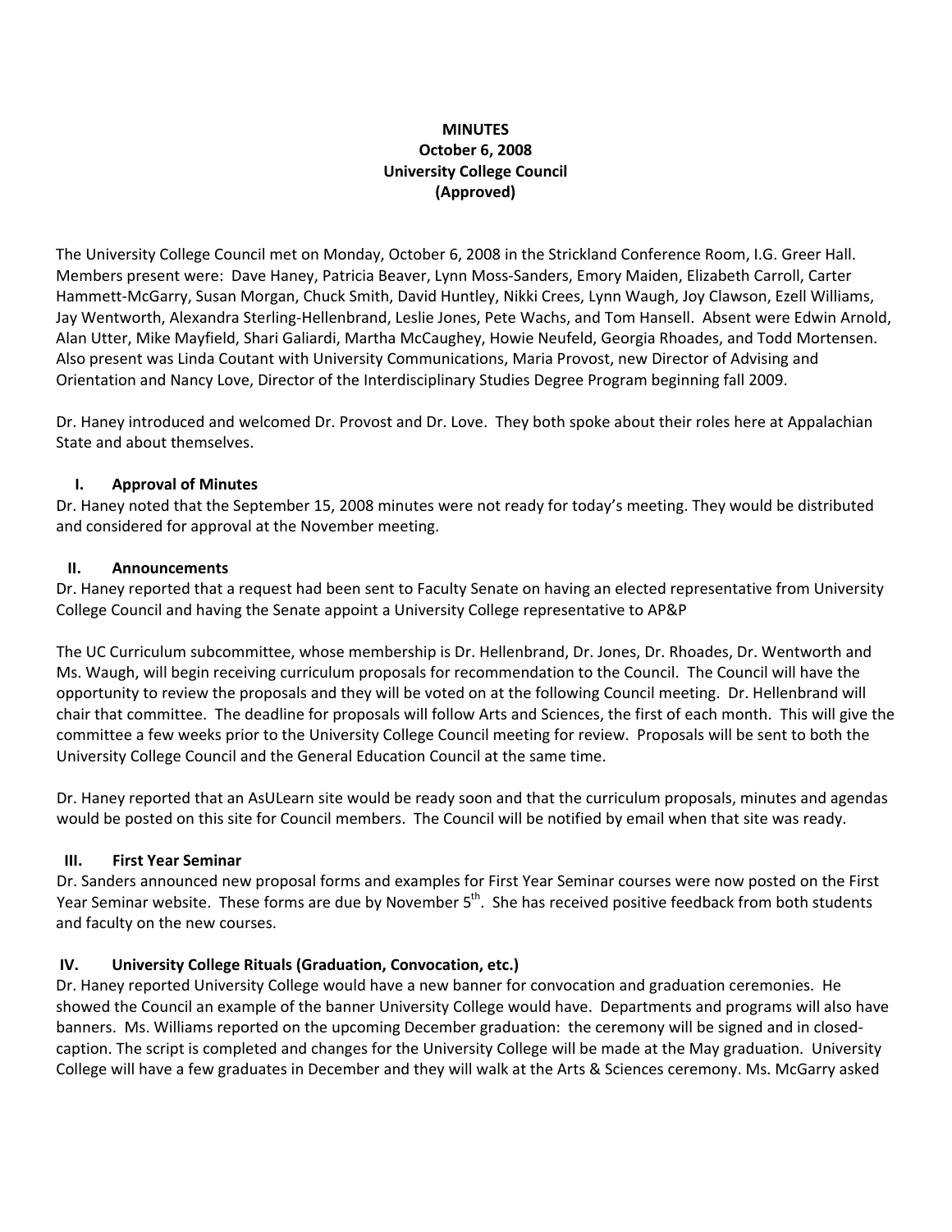**MINUTES**
**October 6, 2008**
**University College Council**
**(Approved)**

The University College Council met on Monday, October 6, 2008 in the Strickland Conference Room, I.G. Greer Hall. Members present were: Dave Haney, Patricia Beaver, Lynn Moss-Sanders, Emory Maiden, Elizabeth Carroll, Carter Hammett-McGarry, Susan Morgan, Chuck Smith, David Huntley, Nikki Crees, Lynn Waugh, Joy Clawson, Ezell Williams, Jay Wentworth, Alexandra Sterling-Hellenbrand, Leslie Jones, Pete Wachs, and Tom Hansell. Absent were Edwin Arnold, Alan Utter, Mike Mayfield, Shari Galiardi, Martha McCaughey, Howie Neufeld, Georgia Rhoades, and Todd Mortensen. Also present was Linda Coutant with University Communications, Maria Provost, new Director of Advising and Orientation and Nancy Love, Director of the Interdisciplinary Studies Degree Program beginning fall 2009.

Dr. Haney introduced and welcomed Dr. Provost and Dr. Love. They both spoke about their roles here at Appalachian State and about themselves.

## I. Approval of Minutes

Dr. Haney noted that the September 15, 2008 minutes were not ready for today's meeting. They would be distributed and considered for approval at the November meeting.

## II. Announcements

Dr. Haney reported that a request had been sent to Faculty Senate on having an elected representative from University College Council and having the Senate appoint a University College representative to AP&P

The UC Curriculum subcommittee, whose membership is Dr. Hellenbrand, Dr. Jones, Dr. Rhoades, Dr. Wentworth and Ms. Waugh, will begin receiving curriculum proposals for recommendation to the Council. The Council will have the opportunity to review the proposals and they will be voted on at the following Council meeting. Dr. Hellenbrand will chair that committee. The deadline for proposals will follow Arts and Sciences, the first of each month. This will give the committee a few weeks prior to the University College Council meeting for review. Proposals will be sent to both the University College Council and the General Education Council at the same time.

Dr. Haney reported that an AsULearn site would be ready soon and that the curriculum proposals, minutes and agendas would be posted on this site for Council members. The Council will be notified by email when that site was ready.

## III. First Year Seminar

Dr. Sanders announced new proposal forms and examples for First Year Seminar courses were now posted on the First Year Seminar website. These forms are due by November 5th. She has received positive feedback from both students and faculty on the new courses.

## IV. University College Rituals (Graduation, Convocation, etc.)

Dr. Haney reported University College would have a new banner for convocation and graduation ceremonies. He showed the Council an example of the banner University College would have. Departments and programs will also have banners. Ms. Williams reported on the upcoming December graduation: the ceremony will be signed and in closed-caption. The script is completed and changes for the University College will be made at the May graduation. University College will have a few graduates in December and they will walk at the Arts & Sciences ceremony. Ms. McGarry asked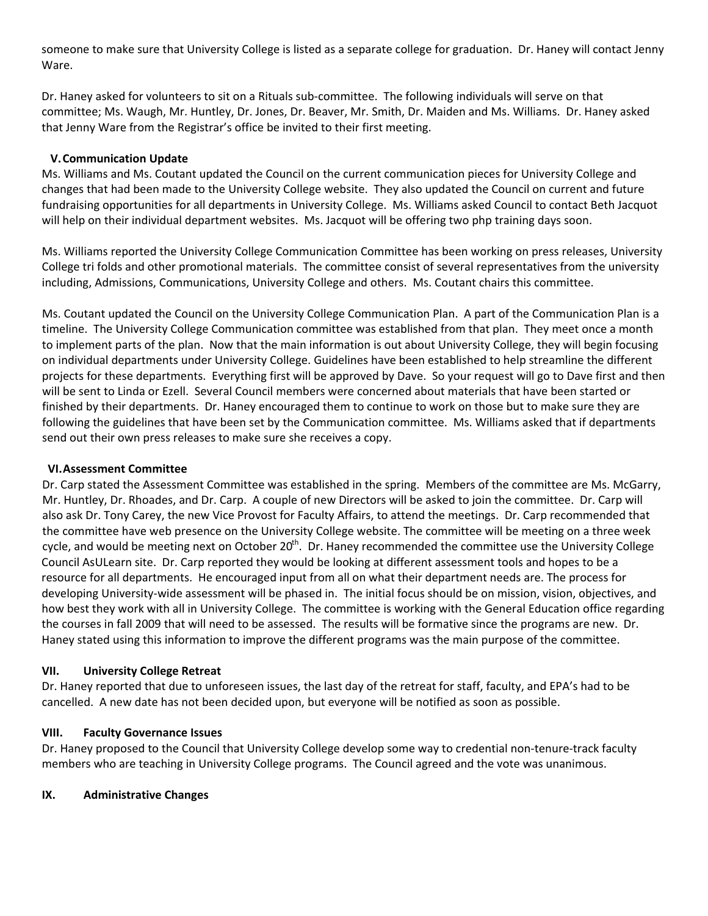someone to make sure that University College is listed as a separate college for graduation. Dr. Haney will contact Jenny Ware.

Dr. Haney asked for volunteers to sit on a Rituals sub-committee. The following individuals will serve on that committee; Ms. Waugh, Mr. Huntley, Dr. Jones, Dr. Beaver, Mr. Smith, Dr. Maiden and Ms. Williams. Dr. Haney asked that Jenny Ware from the Registrar's office be invited to their first meeting.

## V. Communication Update

Ms. Williams and Ms. Coutant updated the Council on the current communication pieces for University College and changes that had been made to the University College website. They also updated the Council on current and future fundraising opportunities for all departments in University College. Ms. Williams asked Council to contact Beth Jacquot will help on their individual department websites. Ms. Jacquot will be offering two php training days soon.

Ms. Williams reported the University College Communication Committee has been working on press releases, University College tri folds and other promotional materials. The committee consist of several representatives from the university including, Admissions, Communications, University College and others. Ms. Coutant chairs this committee.

Ms. Coutant updated the Council on the University College Communication Plan. A part of the Communication Plan is a timeline. The University College Communication committee was established from that plan. They meet once a month to implement parts of the plan. Now that the main information is out about University College, they will begin focusing on individual departments under University College. Guidelines have been established to help streamline the different projects for these departments. Everything first will be approved by Dave. So your request will go to Dave first and then will be sent to Linda or Ezell. Several Council members were concerned about materials that have been started or finished by their departments. Dr. Haney encouraged them to continue to work on those but to make sure they are following the guidelines that have been set by the Communication committee. Ms. Williams asked that if departments send out their own press releases to make sure she receives a copy.

## VI. Assessment Committee

Dr. Carp stated the Assessment Committee was established in the spring. Members of the committee are Ms. McGarry, Mr. Huntley, Dr. Rhoades, and Dr. Carp. A couple of new Directors will be asked to join the committee. Dr. Carp will also ask Dr. Tony Carey, the new Vice Provost for Faculty Affairs, to attend the meetings. Dr. Carp recommended that the committee have web presence on the University College website. The committee will be meeting on a three week cycle, and would be meeting next on October 20th. Dr. Haney recommended the committee use the University College Council AsULearn site. Dr. Carp reported they would be looking at different assessment tools and hopes to be a resource for all departments. He encouraged input from all on what their department needs are. The process for developing University-wide assessment will be phased in. The initial focus should be on mission, vision, objectives, and how best they work with all in University College. The committee is working with the General Education office regarding the courses in fall 2009 that will need to be assessed. The results will be formative since the programs are new. Dr. Haney stated using this information to improve the different programs was the main purpose of the committee.

## VII. University College Retreat

Dr. Haney reported that due to unforeseen issues, the last day of the retreat for staff, faculty, and EPA's had to be cancelled. A new date has not been decided upon, but everyone will be notified as soon as possible.

## VIII. Faculty Governance Issues

Dr. Haney proposed to the Council that University College develop some way to credential non-tenure-track faculty members who are teaching in University College programs. The Council agreed and the vote was unanimous.

## IX. Administrative Changes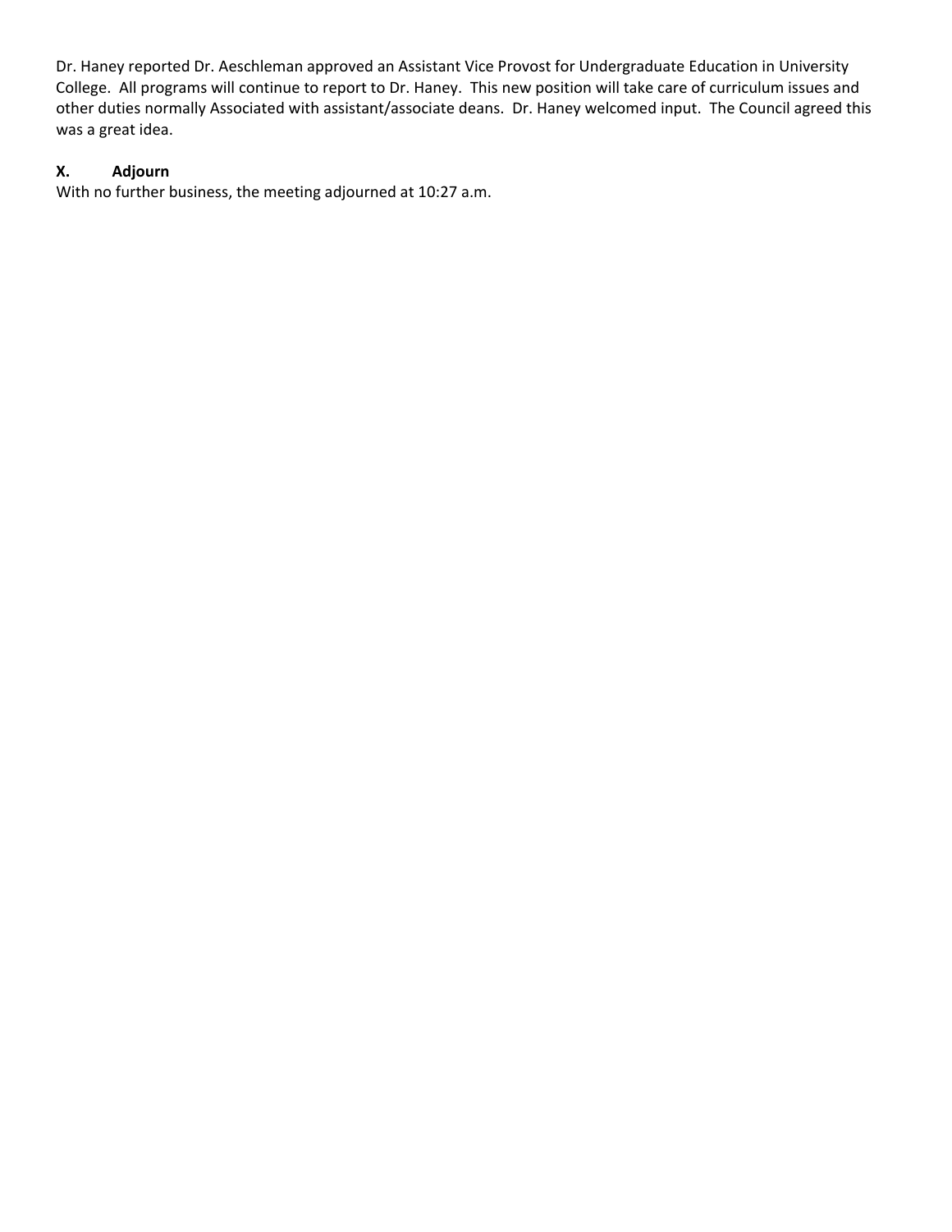Dr. Haney reported Dr. Aeschleman approved an Assistant Vice Provost for Undergraduate Education in University College. All programs will continue to report to Dr. Haney. This new position will take care of curriculum issues and other duties normally Associated with assistant/associate deans. Dr. Haney welcomed input. The Council agreed this was a great idea.

### X. Adjourn

With no further business, the meeting adjourned at 10:27 a.m.